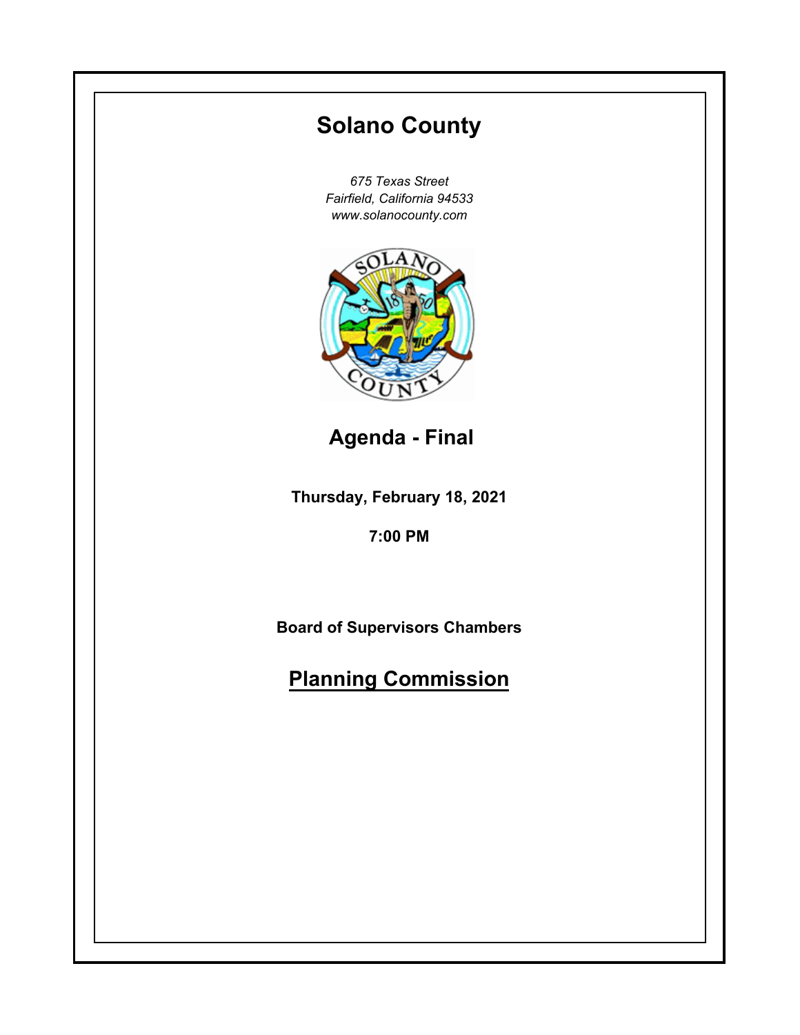# Solano County

*675 Texas Street*
*Fairfield, California 94533*
*www.solanocounty.com*

## Agenda - Final

**Thursday, February 18, 2021**

**7:00 PM**

**Board of Supervisors Chambers**

## Planning Commission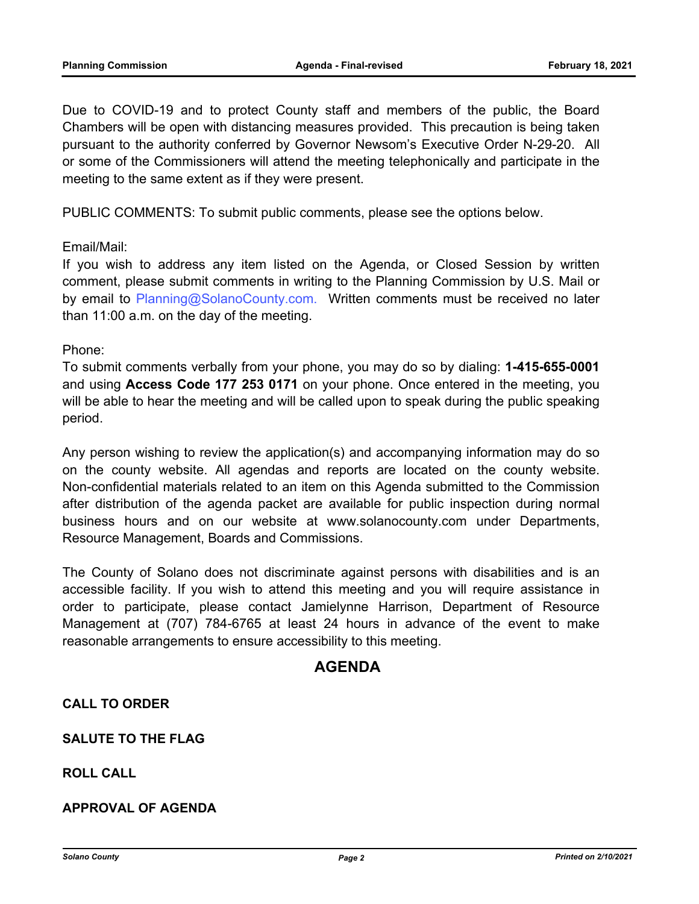Due to COVID-19 and to protect County staff and members of the public, the Board Chambers will be open with distancing measures provided. This precaution is being taken pursuant to the authority conferred by Governor Newsom's Executive Order N-29-20. All or some of the Commissioners will attend the meeting telephonically and participate in the meeting to the same extent as if they were present.

PUBLIC COMMENTS: To submit public comments, please see the options below.

Email/Mail:
If you wish to address any item listed on the Agenda, or Closed Session by written comment, please submit comments in writing to the Planning Commission by U.S. Mail or by email to Planning@SolanoCounty.com. Written comments must be received no later than 11:00 a.m. on the day of the meeting.

Phone:
To submit comments verbally from your phone, you may do so by dialing: **1-415-655-0001** and using **Access Code 177 253 0171** on your phone. Once entered in the meeting, you will be able to hear the meeting and will be called upon to speak during the public speaking period.

Any person wishing to review the application(s) and accompanying information may do so on the county website. All agendas and reports are located on the county website. Non-confidential materials related to an item on this Agenda submitted to the Commission after distribution of the agenda packet are available for public inspection during normal business hours and on our website at www.solanocounty.com under Departments, Resource Management, Boards and Commissions.

The County of Solano does not discriminate against persons with disabilities and is an accessible facility. If you wish to attend this meeting and you will require assistance in order to participate, please contact Jamielynne Harrison, Department of Resource Management at (707) 784-6765 at least 24 hours in advance of the event to make reasonable arrangements to ensure accessibility to this meeting.

## AGENDA

**CALL TO ORDER**

**SALUTE TO THE FLAG**

**ROLL CALL**

**APPROVAL OF AGENDA**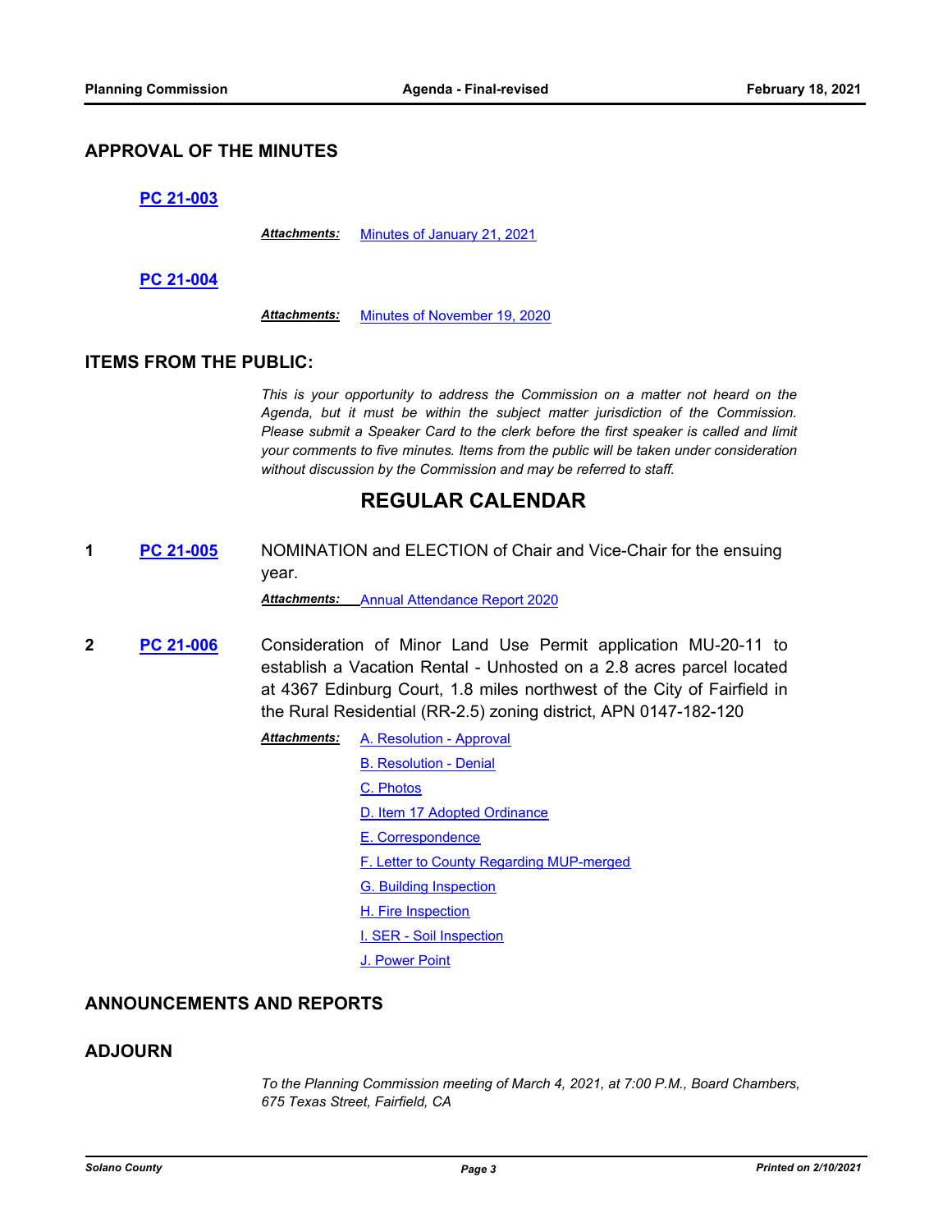## APPROVAL OF THE MINUTES

**PC 21-003**

*Attachments:* Minutes of January 21, 2021

**PC 21-004**

*Attachments:* Minutes of November 19, 2020

## ITEMS FROM THE PUBLIC:

*This is your opportunity to address the Commission on a matter not heard on the Agenda, but it must be within the subject matter jurisdiction of the Commission. Please submit a Speaker Card to the clerk before the first speaker is called and limit your comments to five minutes. Items from the public will be taken under consideration without discussion by the Commission and may be referred to staff.*

# REGULAR CALENDAR

**1** **PC 21-005** NOMINATION and ELECTION of Chair and Vice-Chair for the ensuing year.

*Attachments:* Annual Attendance Report 2020

**2** **PC 21-006** Consideration of Minor Land Use Permit application MU-20-11 to establish a Vacation Rental - Unhosted on a 2.8 acres parcel located at 4367 Edinburg Court, 1.8 miles northwest of the City of Fairfield in the Rural Residential (RR-2.5) zoning district, APN 0147-182-120

*Attachments:*
- A. Resolution - Approval
- B. Resolution - Denial
- C. Photos
- D. Item 17 Adopted Ordinance
- E. Correspondence
- F. Letter to County Regarding MUP-merged
- G. Building Inspection
- H. Fire Inspection
- I. SER - Soil Inspection
- J. Power Point

## ANNOUNCEMENTS AND REPORTS

## ADJOURN

*To the Planning Commission meeting of March 4, 2021, at 7:00 P.M., Board Chambers, 675 Texas Street, Fairfield, CA*